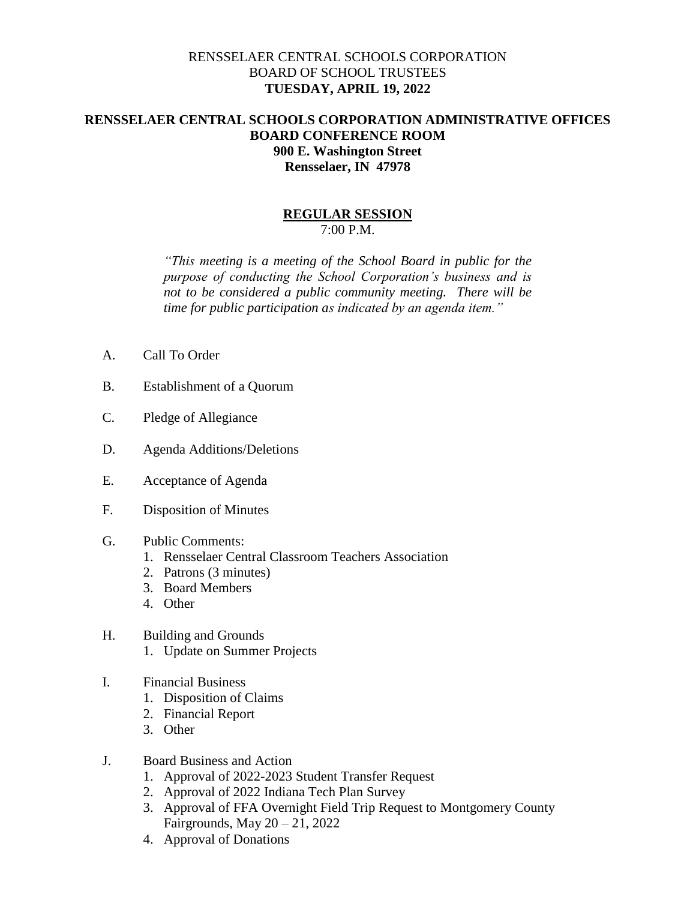RENSSELAER CENTRAL SCHOOLS CORPORATION
BOARD OF SCHOOL TRUSTEES
**TUESDAY, APRIL 19, 2022**

**RENSSELAER CENTRAL SCHOOLS CORPORATION ADMINISTRATIVE OFFICES**
**BOARD CONFERENCE ROOM**
**900 E. Washington Street**
**Rensselaer, IN 47978**

**REGULAR SESSION**
7:00 P.M.

*"This meeting is a meeting of the School Board in public for the purpose of conducting the School Corporation's business and is not to be considered a public community meeting. There will be time for public participation as indicated by an agenda item."*

A. Call To Order

B. Establishment of a Quorum

C. Pledge of Allegiance

D. Agenda Additions/Deletions

E. Acceptance of Agenda

F. Disposition of Minutes

G. Public Comments:
   1. Rensselaer Central Classroom Teachers Association
   2. Patrons (3 minutes)
   3. Board Members
   4. Other

H. Building and Grounds
   1. Update on Summer Projects

I. Financial Business
   1. Disposition of Claims
   2. Financial Report
   3. Other

J. Board Business and Action
   1. Approval of 2022-2023 Student Transfer Request
   2. Approval of 2022 Indiana Tech Plan Survey
   3. Approval of FFA Overnight Field Trip Request to Montgomery County Fairgrounds, May 20 – 21, 2022
   4. Approval of Donations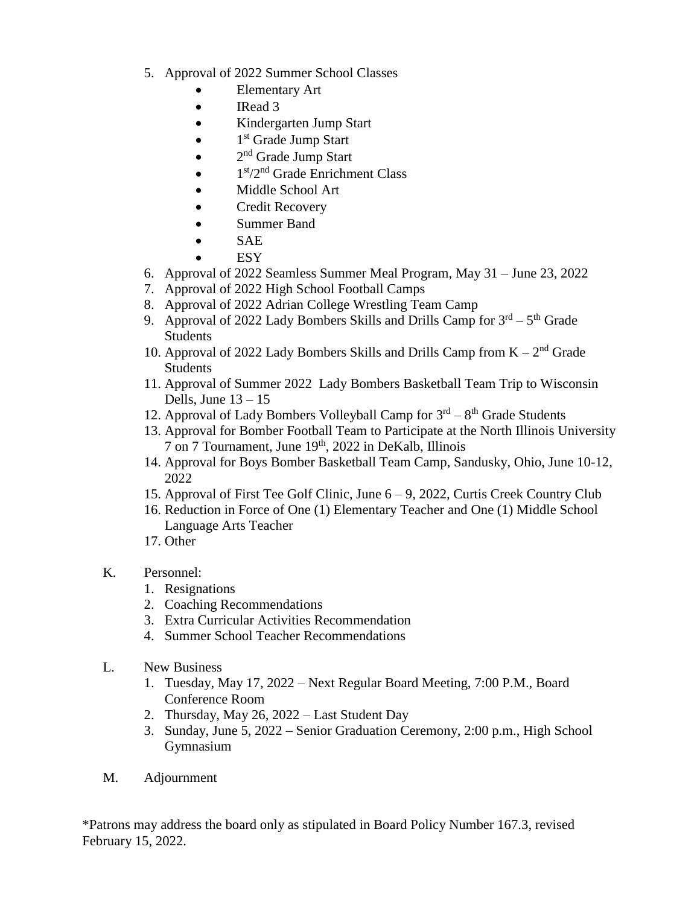5. Approval of 2022 Summer School Classes
    - Elementary Art
    - IRead 3
    - Kindergarten Jump Start
    - 1st Grade Jump Start
    - 2nd Grade Jump Start
    - 1st/2nd Grade Enrichment Class
    - Middle School Art
    - Credit Recovery
    - Summer Band
    - SAE
    - ESY
6. Approval of 2022 Seamless Summer Meal Program, May 31 – June 23, 2022
7. Approval of 2022 High School Football Camps
8. Approval of 2022 Adrian College Wrestling Team Camp
9. Approval of 2022 Lady Bombers Skills and Drills Camp for 3rd – 5th Grade Students
10. Approval of 2022 Lady Bombers Skills and Drills Camp from K – 2nd Grade Students
11. Approval of Summer 2022 Lady Bombers Basketball Team Trip to Wisconsin Dells, June 13 – 15
12. Approval of Lady Bombers Volleyball Camp for 3rd – 8th Grade Students
13. Approval for Bomber Football Team to Participate at the North Illinois University 7 on 7 Tournament, June 19th, 2022 in DeKalb, Illinois
14. Approval for Boys Bomber Basketball Team Camp, Sandusky, Ohio, June 10-12, 2022
15. Approval of First Tee Golf Clinic, June 6 – 9, 2022, Curtis Creek Country Club
16. Reduction in Force of One (1) Elementary Teacher and One (1) Middle School Language Arts Teacher
17. Other

K. Personnel:
1. Resignations
2. Coaching Recommendations
3. Extra Curricular Activities Recommendation
4. Summer School Teacher Recommendations

L. New Business
1. Tuesday, May 17, 2022 – Next Regular Board Meeting, 7:00 P.M., Board Conference Room
2. Thursday, May 26, 2022 – Last Student Day
3. Sunday, June 5, 2022 – Senior Graduation Ceremony, 2:00 p.m., High School Gymnasium

M. Adjournment

*Patrons may address the board only as stipulated in Board Policy Number 167.3, revised February 15, 2022.